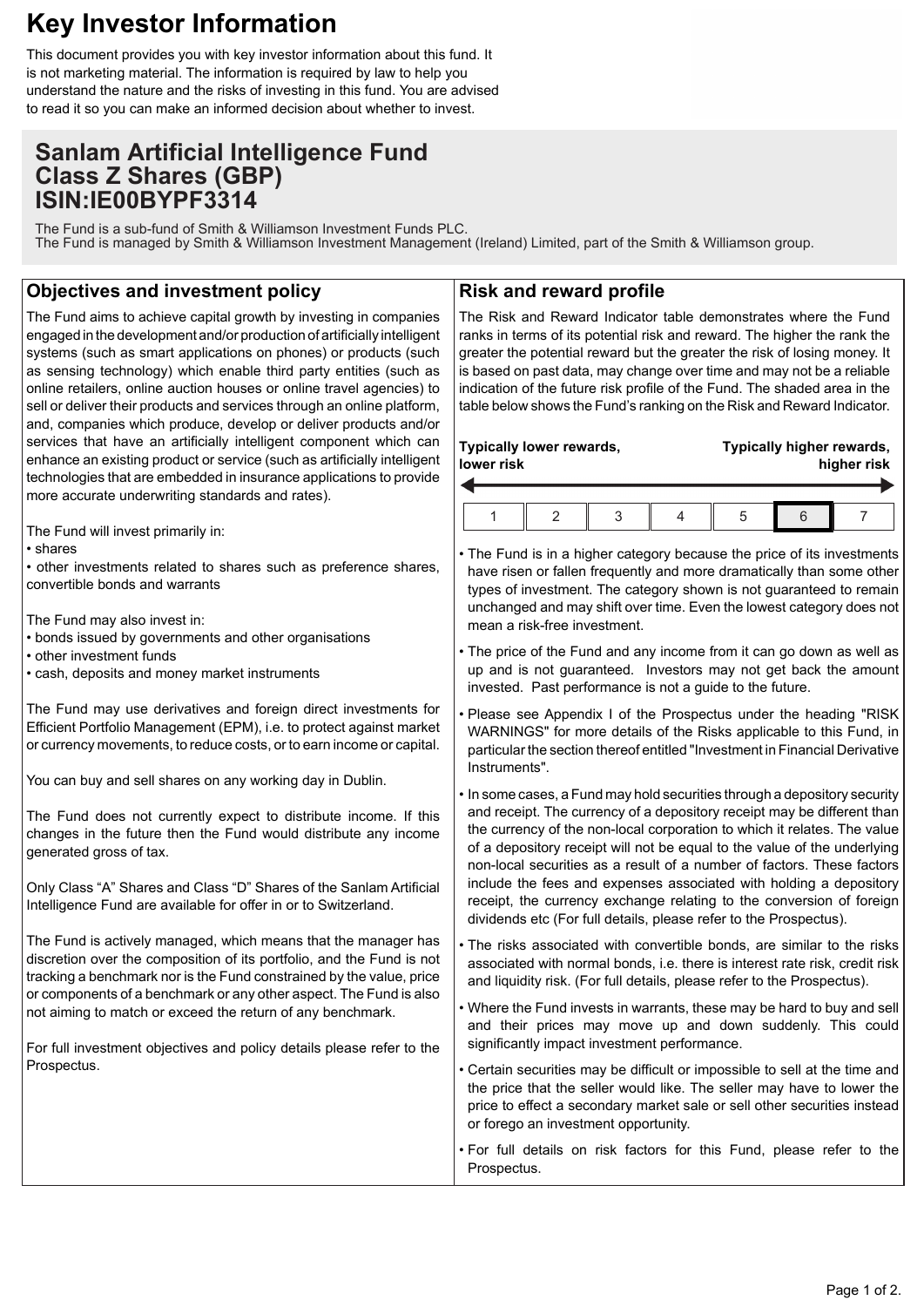# Key Investor Information

This document provides you with key investor information about this fund. It is not marketing material. The information is required by law to help you understand the nature and the risks of investing in this fund. You are advised to read it so you can make an informed decision about whether to invest.

## Sanlam Artificial Intelligence Fund Class Z Shares (GBP) ISIN:IE00BYPF3314

The Fund is a sub-fund of Smith & Williamson Investment Funds PLC.
The Fund is managed by Smith & Williamson Investment Management (Ireland) Limited, part of the Smith & Williamson group.

## Objectives and investment policy

The Fund aims to achieve capital growth by investing in companies engaged in the development and/or production of artificially intelligent systems (such as smart applications on phones) or products (such as sensing technology) which enable third party entities (such as online retailers, online auction houses or online travel agencies) to sell or deliver their products and services through an online platform, and, companies which produce, develop or deliver products and/or services that have an artificially intelligent component which can enhance an existing product or service (such as artificially intelligent technologies that are embedded in insurance applications to provide more accurate underwriting standards and rates).

The Fund will invest primarily in:
- shares
- other investments related to shares such as preference shares, convertible bonds and warrants

The Fund may also invest in:
- bonds issued by governments and other organisations
- other investment funds
- cash, deposits and money market instruments

The Fund may use derivatives and foreign direct investments for Efficient Portfolio Management (EPM), i.e. to protect against market or currency movements, to reduce costs, or to earn income or capital.

You can buy and sell shares on any working day in Dublin.

The Fund does not currently expect to distribute income. If this changes in the future then the Fund would distribute any income generated gross of tax.

Only Class "A" Shares and Class "D" Shares of the Sanlam Artificial Intelligence Fund are available for offer in or to Switzerland.

The Fund is actively managed, which means that the manager has discretion over the composition of its portfolio, and the Fund is not tracking a benchmark nor is the Fund constrained by the value, price or components of a benchmark or any other aspect. The Fund is also not aiming to match or exceed the return of any benchmark.

For full investment objectives and policy details please refer to the Prospectus.

## Risk and reward profile

The Risk and Reward Indicator table demonstrates where the Fund ranks in terms of its potential risk and reward. The higher the rank the greater the potential reward but the greater the risk of losing money. It is based on past data, may change over time and may not be a reliable indication of the future risk profile of the Fund. The shaded area in the table below shows the Fund's ranking on the Risk and Reward Indicator.

**Typically lower rewards, lower risk**

**Typically higher rewards, higher risk**

| | | | | | | |
|---|---|---|---|---|---|---|
| 1 | 2 | 3 | 4 | 5 | **6** | 7 |

- The Fund is in a higher category because the price of its investments have risen or fallen frequently and more dramatically than some other types of investment. The category shown is not guaranteed to remain unchanged and may shift over time. Even the lowest category does not mean a risk-free investment.
- The price of the Fund and any income from it can go down as well as up and is not guaranteed. Investors may not get back the amount invested. Past performance is not a guide to the future.
- Please see Appendix I of the Prospectus under the heading "RISK WARNINGS" for more details of the Risks applicable to this Fund, in particular the section thereof entitled "Investment in Financial Derivative Instruments".
- In some cases, a Fund may hold securities through a depository security and receipt. The currency of a depository receipt may be different than the currency of the non-local corporation to which it relates. The value of a depository receipt will not be equal to the value of the underlying non-local securities as a result of a number of factors. These factors include the fees and expenses associated with holding a depository receipt, the currency exchange relating to the conversion of foreign dividends etc (For full details, please refer to the Prospectus).
- The risks associated with convertible bonds, are similar to the risks associated with normal bonds, i.e. there is interest rate risk, credit risk and liquidity risk. (For full details, please refer to the Prospectus).
- Where the Fund invests in warrants, these may be hard to buy and sell and their prices may move up and down suddenly. This could significantly impact investment performance.
- Certain securities may be difficult or impossible to sell at the time and the price that the seller would like. The seller may have to lower the price to effect a secondary market sale or sell other securities instead or forego an investment opportunity.
- For full details on risk factors for this Fund, please refer to the Prospectus.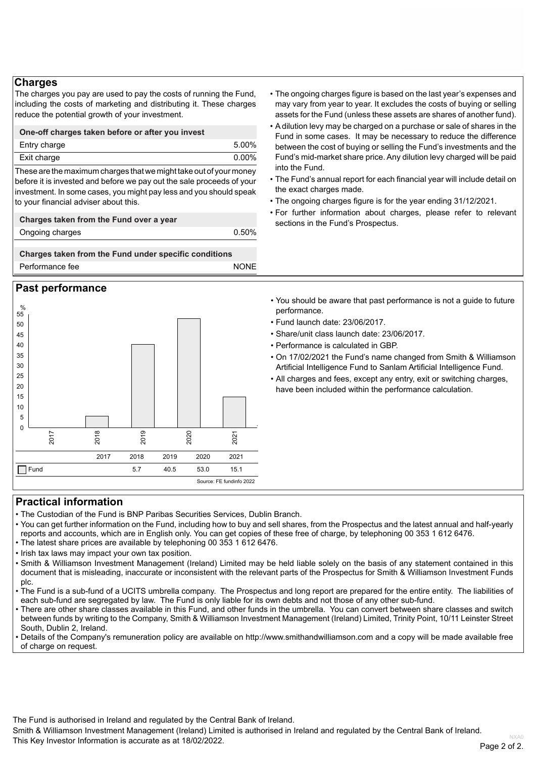## Charges

The charges you pay are used to pay the costs of running the Fund, including the costs of marketing and distributing it. These charges reduce the potential growth of your investment.

| One-off charges taken before or after you invest | |
|---|---|
| Entry charge | 5.00% |
| Exit charge | 0.00% |

These are the maximum charges that we might take out of your money before it is invested and before we pay out the sale proceeds of your investment. In some cases, you might pay less and you should speak to your financial adviser about this.

| Charges taken from the Fund over a year | |
|---|---|
| Ongoing charges | 0.50% |

| Charges taken from the Fund under specific conditions | |
|---|---|
| Performance fee | NONE |

- The ongoing charges figure is based on the last year's expenses and may vary from year to year. It excludes the costs of buying or selling assets for the Fund (unless these assets are shares of another fund).
- A dilution levy may be charged on a purchase or sale of shares in the Fund in some cases. It may be necessary to reduce the difference between the cost of buying or selling the Fund's investments and the Fund's mid-market share price. Any dilution levy charged will be paid into the Fund.
- The Fund's annual report for each financial year will include detail on the exact charges made.
- The ongoing charges figure is for the year ending 31/12/2021.
- For further information about charges, please refer to relevant sections in the Fund's Prospectus.

## Past performance

%
55
50
45
40
35
30
25
20
15
10
5
0
2017
2018
2019
2020
2021

| | 2017 | 2018 | 2019 | 2020 | 2021 |
|---|---|---|---|---|---|
| Fund | | 5.7 | 40.5 | 53.0 | 15.1 |

Source: FE fundinfo 2022

- You should be aware that past performance is not a guide to future performance.
- Fund launch date: 23/06/2017.
- Share/unit class launch date: 23/06/2017.
- Performance is calculated in GBP.
- On 17/02/2021 the Fund's name changed from Smith & Williamson Artificial Intelligence Fund to Sanlam Artificial Intelligence Fund.
- All charges and fees, except any entry, exit or switching charges, have been included within the performance calculation.

## Practical information

- The Custodian of the Fund is BNP Paribas Securities Services, Dublin Branch.
- You can get further information on the Fund, including how to buy and sell shares, from the Prospectus and the latest annual and half-yearly reports and accounts, which are in English only. You can get copies of these free of charge, by telephoning 00 353 1 612 6476.
- The latest share prices are available by telephoning 00 353 1 612 6476.
- Irish tax laws may impact your own tax position.
- Smith & Williamson Investment Management (Ireland) Limited may be held liable solely on the basis of any statement contained in this document that is misleading, inaccurate or inconsistent with the relevant parts of the Prospectus for Smith & Williamson Investment Funds plc.
- The Fund is a sub-fund of a UCITS umbrella company. The Prospectus and long report are prepared for the entire entity. The liabilities of each sub-fund are segregated by law. The Fund is only liable for its own debts and not those of any other sub-fund.
- There are other share classes available in this Fund, and other funds in the umbrella. You can convert between share classes and switch between funds by writing to the Company, Smith & Williamson Investment Management (Ireland) Limited, Trinity Point, 10/11 Leinster Street South, Dublin 2, Ireland.
- Details of the Company's remuneration policy are available on http://www.smithandwilliamson.com and a copy will be made available free of charge on request.

The Fund is authorised in Ireland and regulated by the Central Bank of Ireland.
Smith & Williamson Investment Management (Ireland) Limited is authorised in Ireland and regulated by the Central Bank of Ireland.
This Key Investor Information is accurate as at 18/02/2022.